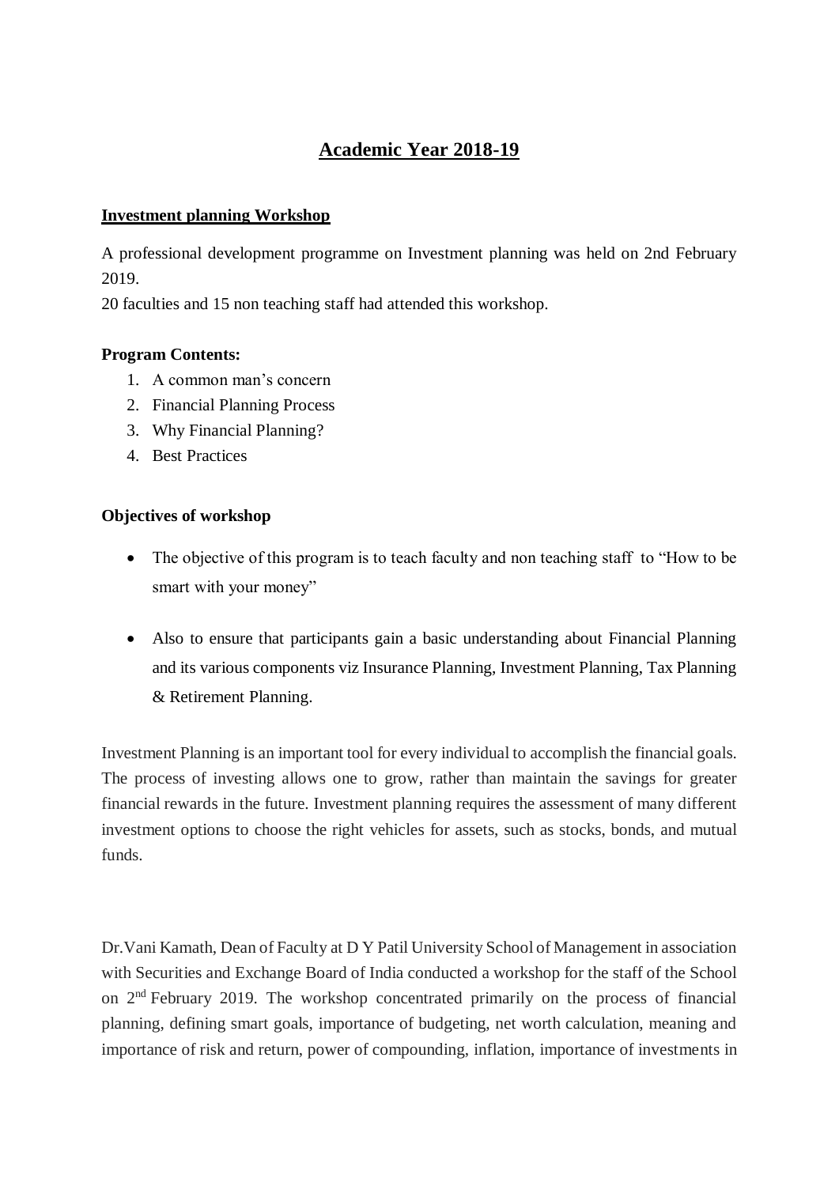# Academic Year 2018-19

## Investment planning Workshop

A professional development programme on Investment planning was held on 2nd February 2019.

20 faculties and 15 non teaching staff had attended this workshop.

**Program Contents:**

1. A common man's concern
2. Financial Planning Process
3. Why Financial Planning?
4. Best Practices

**Objectives of workshop**

- The objective of this program is to teach faculty and non teaching staff to "How to be smart with your money"
- Also to ensure that participants gain a basic understanding about Financial Planning and its various components viz Insurance Planning, Investment Planning, Tax Planning & Retirement Planning.

Investment Planning is an important tool for every individual to accomplish the financial goals. The process of investing allows one to grow, rather than maintain the savings for greater financial rewards in the future. Investment planning requires the assessment of many different investment options to choose the right vehicles for assets, such as stocks, bonds, and mutual funds.

Dr.Vani Kamath, Dean of Faculty at D Y Patil University School of Management in association with Securities and Exchange Board of India conducted a workshop for the staff of the School on 2nd February 2019. The workshop concentrated primarily on the process of financial planning, defining smart goals, importance of budgeting, net worth calculation, meaning and importance of risk and return, power of compounding, inflation, importance of investments in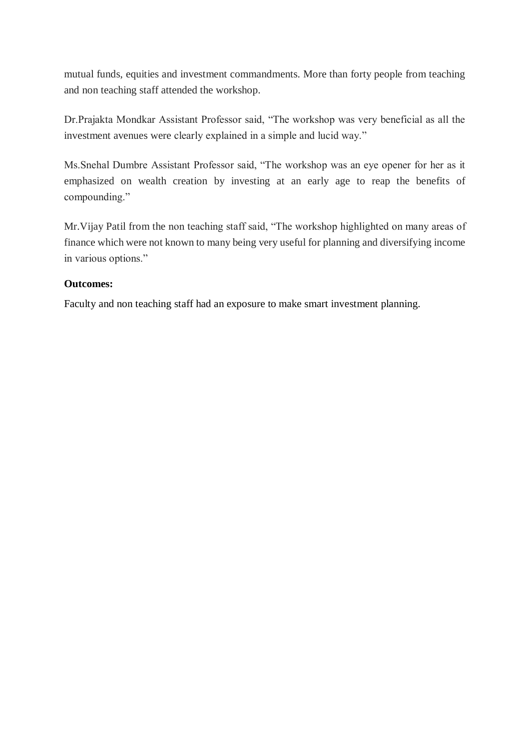mutual funds, equities and investment commandments. More than forty people from teaching and non teaching staff attended the workshop.

Dr.Prajakta Mondkar Assistant Professor said, “The workshop was very beneficial as all the investment avenues were clearly explained in a simple and lucid way.”

Ms.Snehal Dumbre Assistant Professor said, “The workshop was an eye opener for her as it emphasized on wealth creation by investing at an early age to reap the benefits of compounding.”

Mr.Vijay Patil from the non teaching staff said, “The workshop highlighted on many areas of finance which were not known to many being very useful for planning and diversifying income in various options.”

**Outcomes:**

Faculty and non teaching staff had an exposure to make smart investment planning.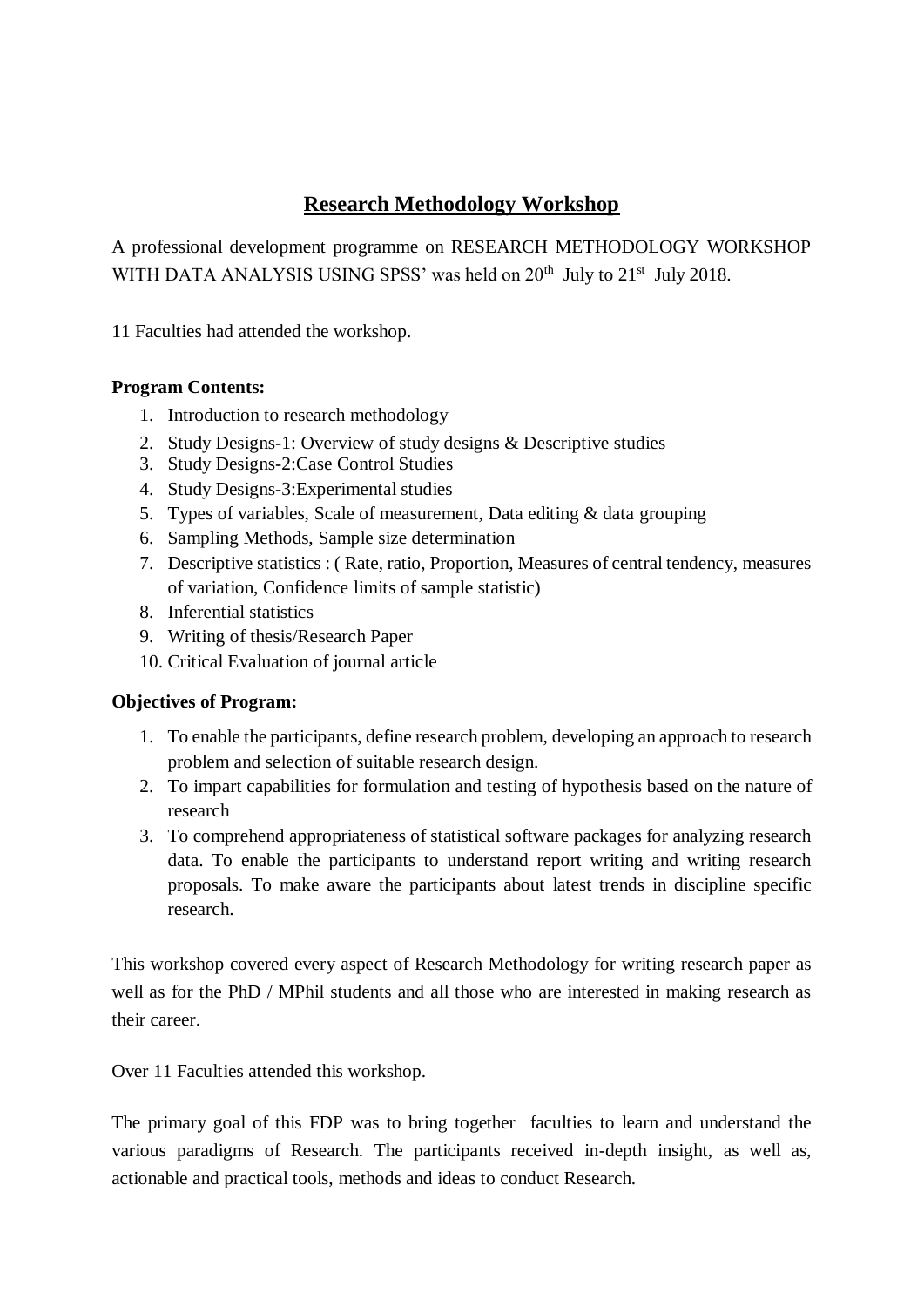# Research Methodology Workshop

A professional development programme on RESEARCH METHODOLOGY WORKSHOP WITH DATA ANALYSIS USING SPSS' was held on 20th July to 21st July 2018.

11 Faculties had attended the workshop.

**Program Contents:**

1. Introduction to research methodology
2. Study Designs-1: Overview of study designs & Descriptive studies
3. Study Designs-2:Case Control Studies
4. Study Designs-3:Experimental studies
5. Types of variables, Scale of measurement, Data editing & data grouping
6. Sampling Methods, Sample size determination
7. Descriptive statistics : ( Rate, ratio, Proportion, Measures of central tendency, measures of variation, Confidence limits of sample statistic)
8. Inferential statistics
9. Writing of thesis/Research Paper
10. Critical Evaluation of journal article

**Objectives of Program:**

1. To enable the participants, define research problem, developing an approach to research problem and selection of suitable research design.
2. To impart capabilities for formulation and testing of hypothesis based on the nature of research
3. To comprehend appropriateness of statistical software packages for analyzing research data. To enable the participants to understand report writing and writing research proposals. To make aware the participants about latest trends in discipline specific research.

This workshop covered every aspect of Research Methodology for writing research paper as well as for the PhD / MPhil students and all those who are interested in making research as their career.

Over 11 Faculties attended this workshop.

The primary goal of this FDP was to bring together faculties to learn and understand the various paradigms of Research. The participants received in-depth insight, as well as, actionable and practical tools, methods and ideas to conduct Research.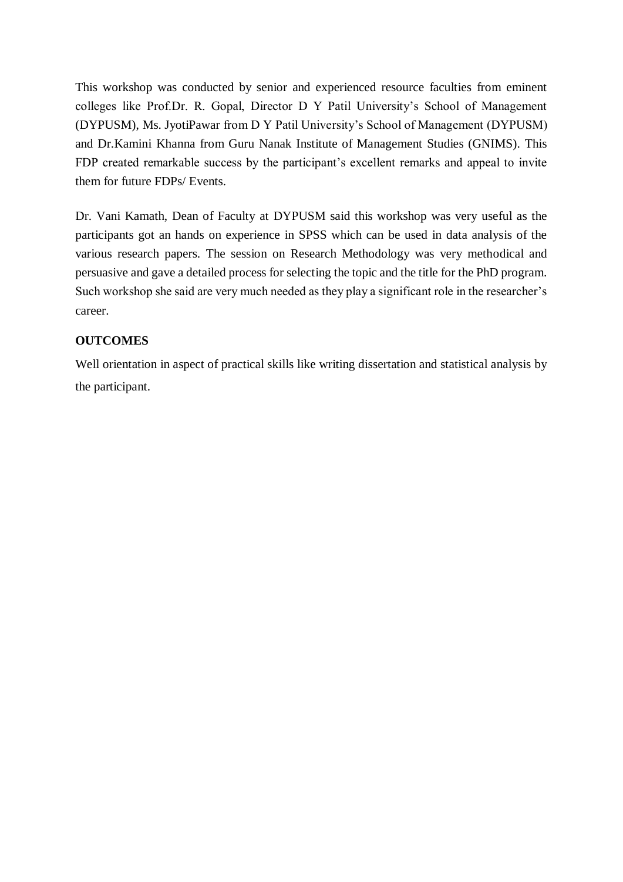This workshop was conducted by senior and experienced resource faculties from eminent colleges like Prof.Dr. R. Gopal, Director D Y Patil University's School of Management (DYPUSM), Ms. JyotiPawar from D Y Patil University's School of Management (DYPUSM) and Dr.Kamini Khanna from Guru Nanak Institute of Management Studies (GNIMS). This FDP created remarkable success by the participant's excellent remarks and appeal to invite them for future FDPs/ Events.

Dr. Vani Kamath, Dean of Faculty at DYPUSM said this workshop was very useful as the participants got an hands on experience in SPSS which can be used in data analysis of the various research papers. The session on Research Methodology was very methodical and persuasive and gave a detailed process for selecting the topic and the title for the PhD program. Such workshop she said are very much needed as they play a significant role in the researcher's career.

**OUTCOMES**

Well orientation in aspect of practical skills like writing dissertation and statistical analysis by the participant.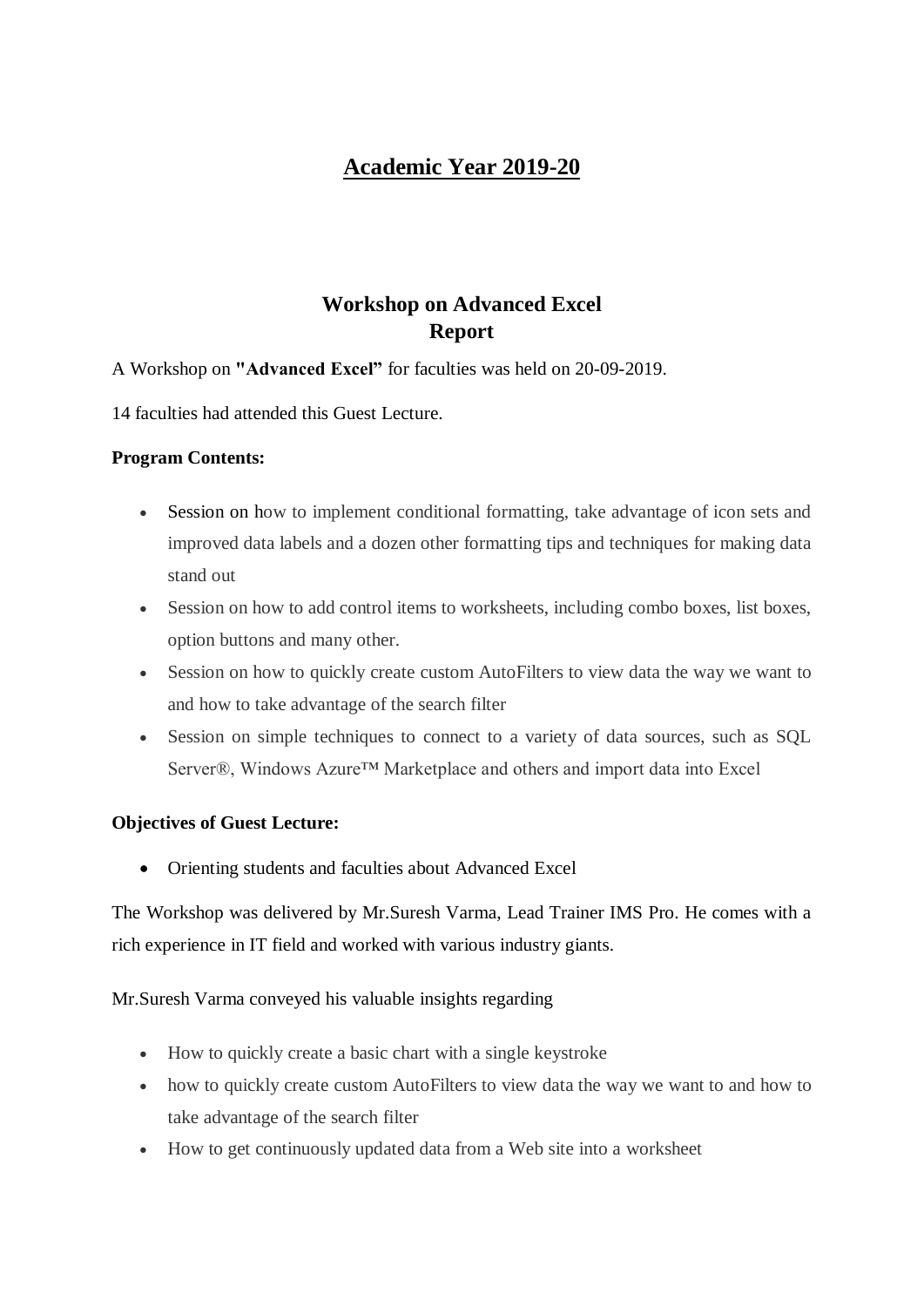# Academic Year 2019-20

## Workshop on Advanced Excel
## Report

A Workshop on **"Advanced Excel"** for faculties was held on 20-09-2019.

14 faculties had attended this Guest Lecture.

**Program Contents:**

- Session on how to implement conditional formatting, take advantage of icon sets and improved data labels and a dozen other formatting tips and techniques for making data stand out
- Session on how to add control items to worksheets, including combo boxes, list boxes, option buttons and many other.
- Session on how to quickly create custom AutoFilters to view data the way we want to and how to take advantage of the search filter
- Session on simple techniques to connect to a variety of data sources, such as SQL Server®, Windows Azure™ Marketplace and others and import data into Excel

**Objectives of Guest Lecture:**

- Orienting students and faculties about Advanced Excel

The Workshop was delivered by Mr.Suresh Varma, Lead Trainer IMS Pro. He comes with a rich experience in IT field and worked with various industry giants.

Mr.Suresh Varma conveyed his valuable insights regarding

- How to quickly create a basic chart with a single keystroke
- how to quickly create custom AutoFilters to view data the way we want to and how to take advantage of the search filter
- How to get continuously updated data from a Web site into a worksheet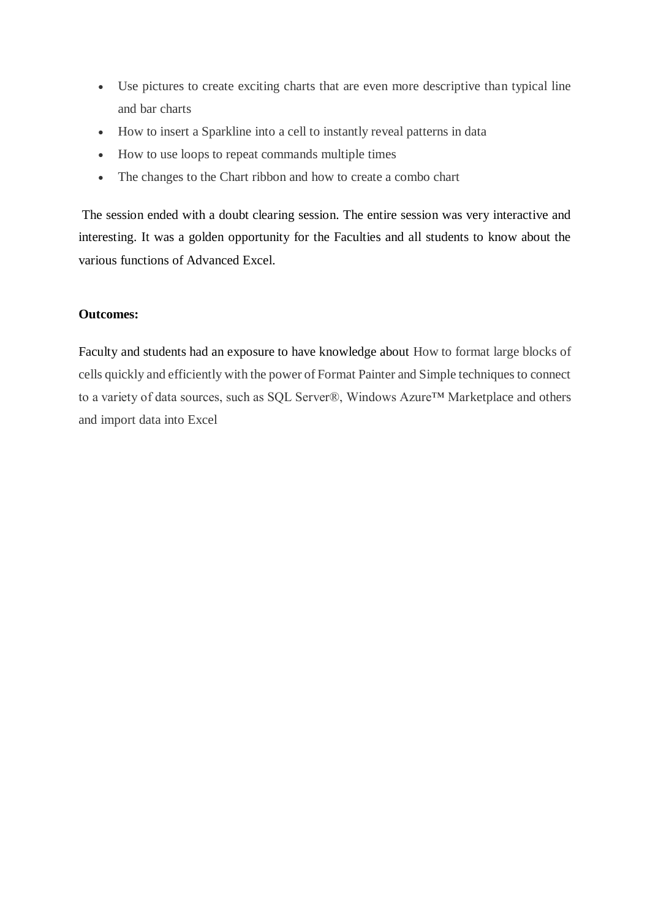- Use pictures to create exciting charts that are even more descriptive than typical line and bar charts
- How to insert a Sparkline into a cell to instantly reveal patterns in data
- How to use loops to repeat commands multiple times
- The changes to the Chart ribbon and how to create a combo chart

The session ended with a doubt clearing session. The entire session was very interactive and interesting. It was a golden opportunity for the Faculties and all students to know about the various functions of Advanced Excel.

**Outcomes:**

Faculty and students had an exposure to have knowledge about How to format large blocks of cells quickly and efficiently with the power of Format Painter and Simple techniques to connect to a variety of data sources, such as SQL Server®, Windows Azure™ Marketplace and others and import data into Excel